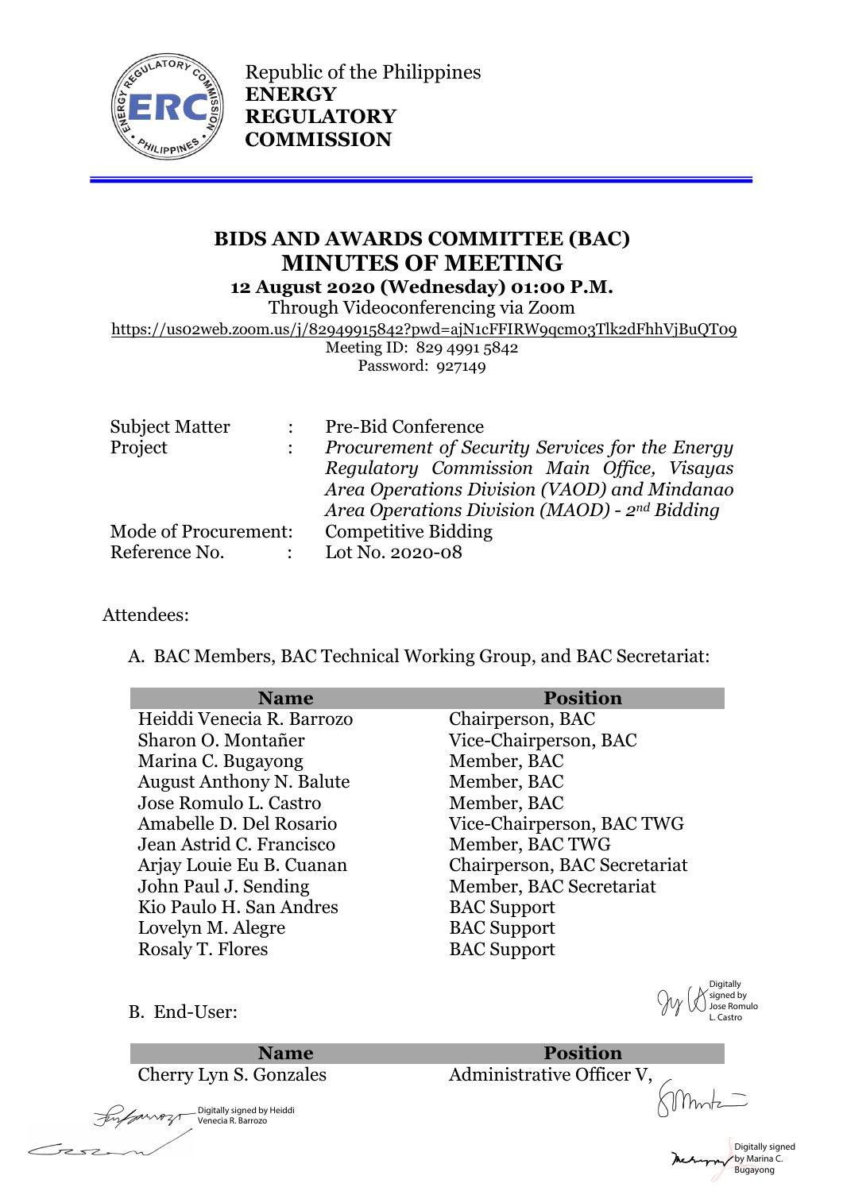Republic of the Philippines
**ENERGY REGULATORY COMMISSION**

# BIDS AND AWARDS COMMITTEE (BAC)
# MINUTES OF MEETING
## 12 August 2020 (Wednesday) 01:00 P.M.

Through Videoconferencing via Zoom
https://us02web.zoom.us/j/82949915842?pwd=ajN1cFFIRW9qcm03Tlk2dFhhVjBuQT09
Meeting ID: 829 4991 5842
Password: 927149

| | | |
|---|---|---|
| Subject Matter | : | Pre-Bid Conference |
| Project | : | *Procurement of Security Services for the Energy Regulatory Commission Main Office, Visayas Area Operations Division (VAOD) and Mindanao Area Operations Division (MAOD) - 2nd Bidding* |
| Mode of Procurement: | | Competitive Bidding |
| Reference No. | : | Lot No. 2020-08 |

Attendees:

A. BAC Members, BAC Technical Working Group, and BAC Secretariat:

| Name | Position |
|---|---|
| Heiddi Venecia R. Barrozo | Chairperson, BAC |
| Sharon O. Montañer | Vice-Chairperson, BAC |
| Marina C. Bugayong | Member, BAC |
| August Anthony N. Balute | Member, BAC |
| Jose Romulo L. Castro | Member, BAC |
| Amabelle D. Del Rosario | Vice-Chairperson, BAC TWG |
| Jean Astrid C. Francisco | Member, BAC TWG |
| Arjay Louie Eu B. Cuanan | Chairperson, BAC Secretariat |
| John Paul J. Sending | Member, BAC Secretariat |
| Kio Paulo H. San Andres | BAC Support |
| Lovelyn M. Alegre | BAC Support |
| Rosaly T. Flores | BAC Support |

B. End-User:

| Name | Position |
|---|---|
| Cherry Lyn S. Gonzales | Administrative Officer V, |

Digitally signed by Jose Romulo L. Castro

Digitally signed by Heiddi Venecia R. Barrozo

Digitally signed by Marina C. Bugayong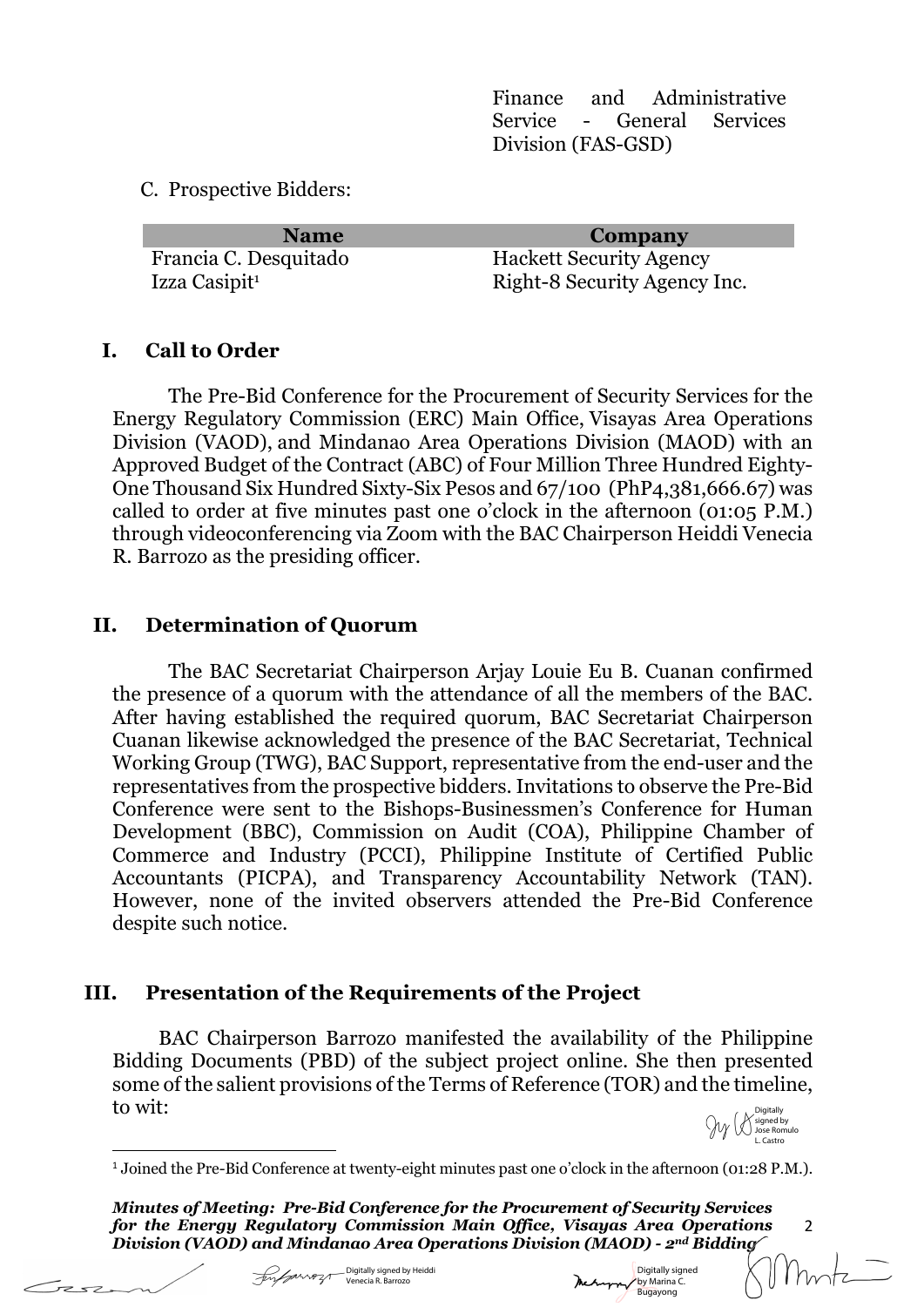Finance and Administrative Service - General Services Division (FAS-GSD)

C. Prospective Bidders:

| Name | Company |
| --- | --- |
| Francia C. Desquitado | Hackett Security Agency |
| Izza Casipit[1] | Right-8 Security Agency Inc. |

## I. Call to Order

The Pre-Bid Conference for the Procurement of Security Services for the Energy Regulatory Commission (ERC) Main Office, Visayas Area Operations Division (VAOD), and Mindanao Area Operations Division (MAOD) with an Approved Budget of the Contract (ABC) of Four Million Three Hundred Eighty-One Thousand Six Hundred Sixty-Six Pesos and 67/100 (PhP4,381,666.67) was called to order at five minutes past one o'clock in the afternoon (01:05 P.M.) through videoconferencing via Zoom with the BAC Chairperson Heiddi Venecia R. Barrozo as the presiding officer.

## II. Determination of Quorum

The BAC Secretariat Chairperson Arjay Louie Eu B. Cuanan confirmed the presence of a quorum with the attendance of all the members of the BAC. After having established the required quorum, BAC Secretariat Chairperson Cuanan likewise acknowledged the presence of the BAC Secretariat, Technical Working Group (TWG), BAC Support, representative from the end-user and the representatives from the prospective bidders. Invitations to observe the Pre-Bid Conference were sent to the Bishops-Businessmen's Conference for Human Development (BBC), Commission on Audit (COA), Philippine Chamber of Commerce and Industry (PCCI), Philippine Institute of Certified Public Accountants (PICPA), and Transparency Accountability Network (TAN). However, none of the invited observers attended the Pre-Bid Conference despite such notice.

## III. Presentation of the Requirements of the Project

BAC Chairperson Barrozo manifested the availability of the Philippine Bidding Documents (PBD) of the subject project online. She then presented some of the salient provisions of the Terms of Reference (TOR) and the timeline, to wit:

[1] Joined the Pre-Bid Conference at twenty-eight minutes past one o'clock in the afternoon (01:28 P.M.).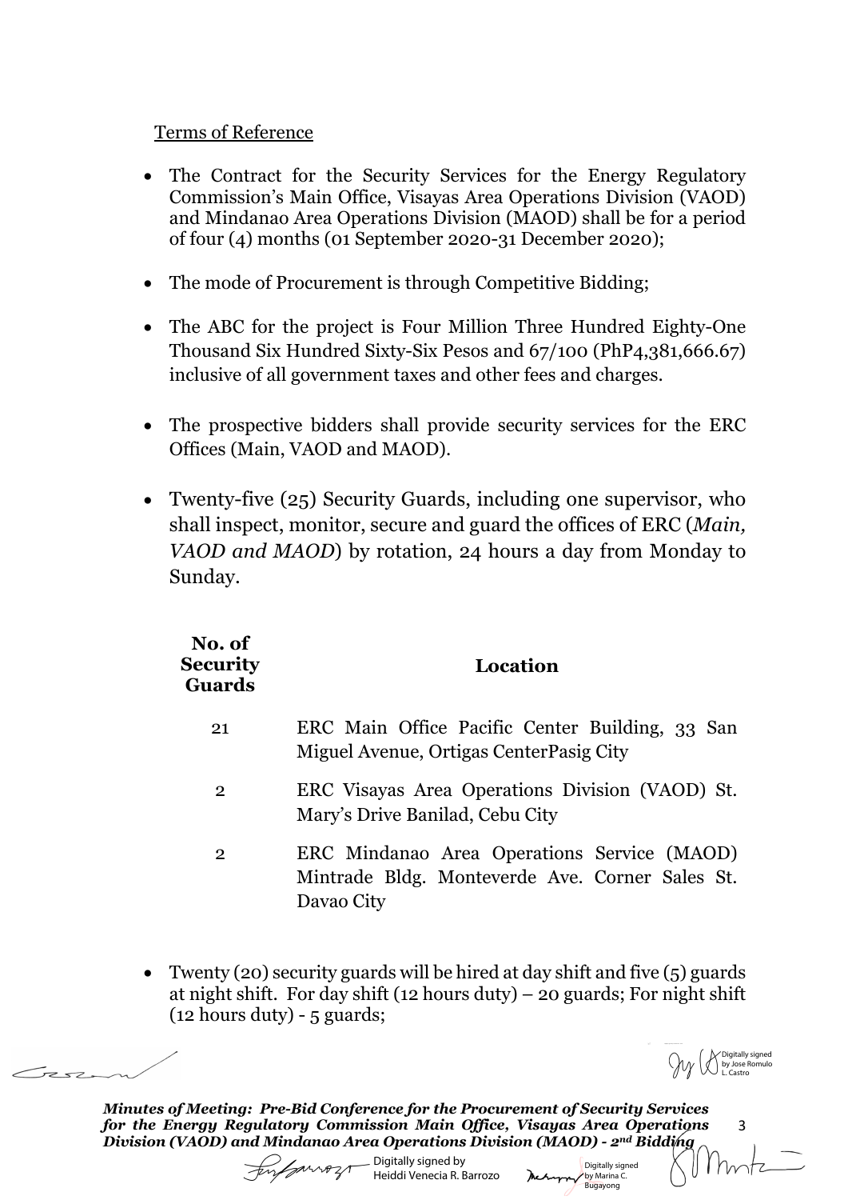Terms of Reference

- The Contract for the Security Services for the Energy Regulatory Commission's Main Office, Visayas Area Operations Division (VAOD) and Mindanao Area Operations Division (MAOD) shall be for a period of four (4) months (01 September 2020-31 December 2020);

- The mode of Procurement is through Competitive Bidding;

- The ABC for the project is Four Million Three Hundred Eighty-One Thousand Six Hundred Sixty-Six Pesos and 67/100 (PhP4,381,666.67) inclusive of all government taxes and other fees and charges.

- The prospective bidders shall provide security services for the ERC Offices (Main, VAOD and MAOD).

- Twenty-five (25) Security Guards, including one supervisor, who shall inspect, monitor, secure and guard the offices of ERC (*Main, VAOD and MAOD*) by rotation, 24 hours a day from Monday to Sunday.

| **No. of Security Guards** | **Location** |
|---|---|
| 21 | ERC Main Office Pacific Center Building, 33 San Miguel Avenue, Ortigas CenterPasig City |
| 2 | ERC Visayas Area Operations Division (VAOD) St. Mary's Drive Banilad, Cebu City |
| 2 | ERC Mindanao Area Operations Service (MAOD) Mintrade Bldg. Monteverde Ave. Corner Sales St. Davao City |

- Twenty (20) security guards will be hired at day shift and five (5) guards at night shift. For day shift (12 hours duty) – 20 guards; For night shift (12 hours duty) - 5 guards;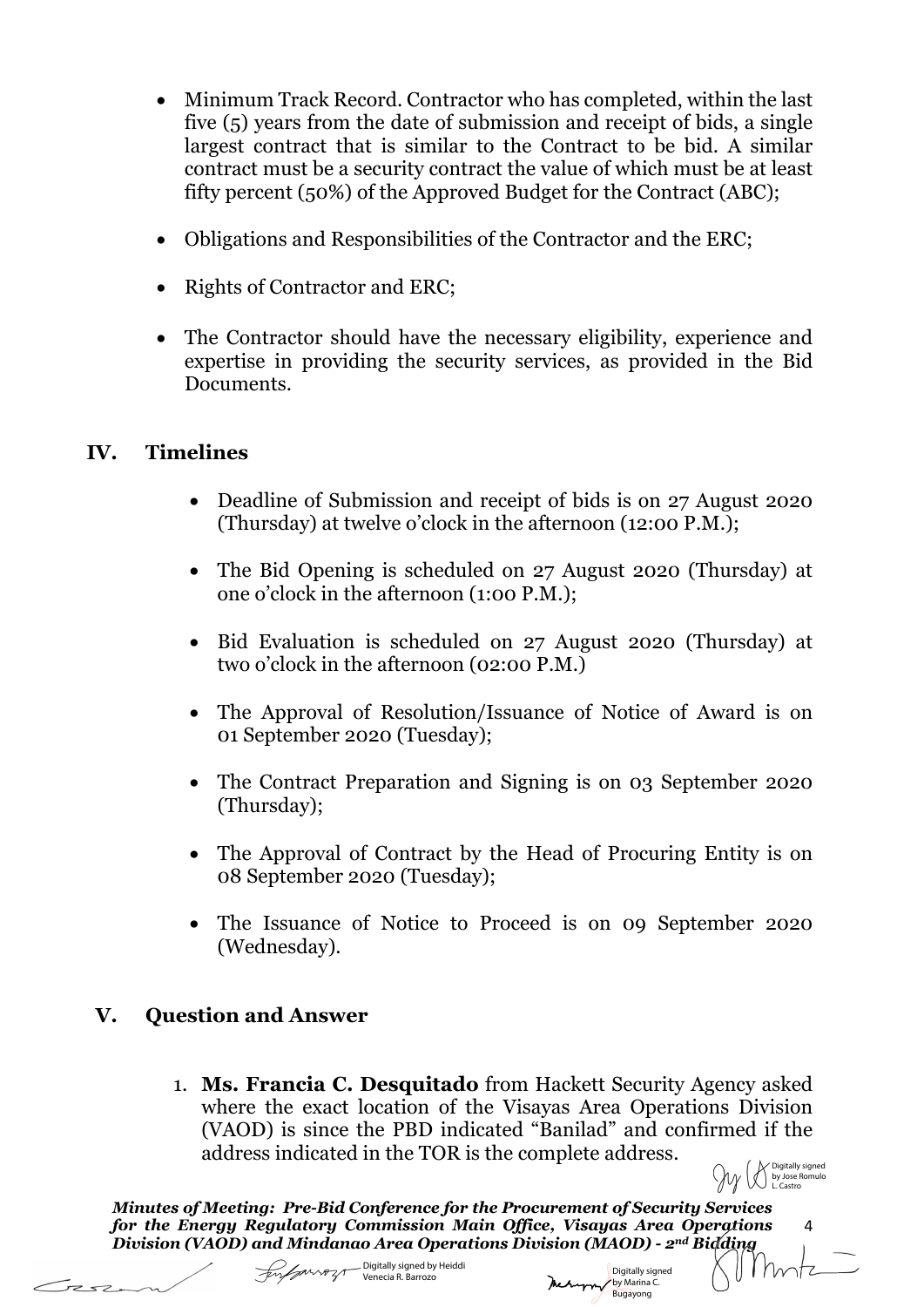- Minimum Track Record. Contractor who has completed, within the last five (5) years from the date of submission and receipt of bids, a single largest contract that is similar to the Contract to be bid. A similar contract must be a security contract the value of which must be at least fifty percent (50%) of the Approved Budget for the Contract (ABC);

- Obligations and Responsibilities of the Contractor and the ERC;

- Rights of Contractor and ERC;

- The Contractor should have the necessary eligibility, experience and expertise in providing the security services, as provided in the Bid Documents.

## IV. Timelines

- Deadline of Submission and receipt of bids is on 27 August 2020 (Thursday) at twelve o'clock in the afternoon (12:00 P.M.);

- The Bid Opening is scheduled on 27 August 2020 (Thursday) at one o'clock in the afternoon (1:00 P.M.);

- Bid Evaluation is scheduled on 27 August 2020 (Thursday) at two o'clock in the afternoon (02:00 P.M.)

- The Approval of Resolution/Issuance of Notice of Award is on 01 September 2020 (Tuesday);

- The Contract Preparation and Signing is on 03 September 2020 (Thursday);

- The Approval of Contract by the Head of Procuring Entity is on 08 September 2020 (Tuesday);

- The Issuance of Notice to Proceed is on 09 September 2020 (Wednesday).

## V. Question and Answer

1. **Ms. Francia C. Desquitado** from Hackett Security Agency asked where the exact location of the Visayas Area Operations Division (VAOD) is since the PBD indicated "Banilad" and confirmed if the address indicated in the TOR is the complete address.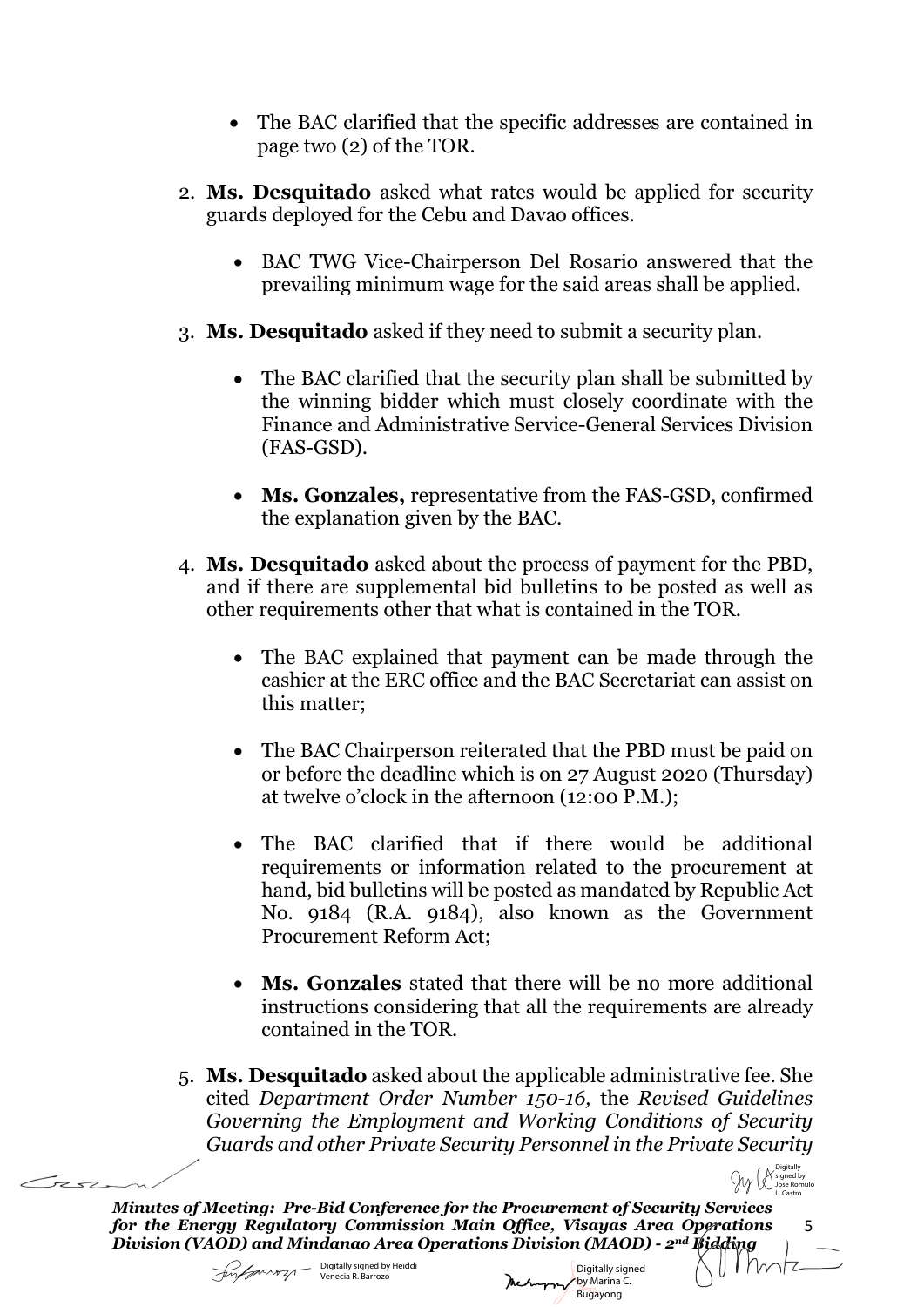- The BAC clarified that the specific addresses are contained in page two (2) of the TOR.

2. **Ms. Desquitado** asked what rates would be applied for security guards deployed for the Cebu and Davao offices.

   - BAC TWG Vice-Chairperson Del Rosario answered that the prevailing minimum wage for the said areas shall be applied.

3. **Ms. Desquitado** asked if they need to submit a security plan.

   - The BAC clarified that the security plan shall be submitted by the winning bidder which must closely coordinate with the Finance and Administrative Service-General Services Division (FAS-GSD).

   - **Ms. Gonzales,** representative from the FAS-GSD, confirmed the explanation given by the BAC.

4. **Ms. Desquitado** asked about the process of payment for the PBD, and if there are supplemental bid bulletins to be posted as well as other requirements other that what is contained in the TOR.

   - The BAC explained that payment can be made through the cashier at the ERC office and the BAC Secretariat can assist on this matter;

   - The BAC Chairperson reiterated that the PBD must be paid on or before the deadline which is on 27 August 2020 (Thursday) at twelve o'clock in the afternoon (12:00 P.M.);

   - The BAC clarified that if there would be additional requirements or information related to the procurement at hand, bid bulletins will be posted as mandated by Republic Act No. 9184 (R.A. 9184), also known as the Government Procurement Reform Act;

   - **Ms. Gonzales** stated that there will be no more additional instructions considering that all the requirements are already contained in the TOR.

5. **Ms. Desquitado** asked about the applicable administrative fee. She cited *Department Order Number 150-16,* the *Revised Guidelines Governing the Employment and Working Conditions of Security Guards and other Private Security Personnel in the Private Security*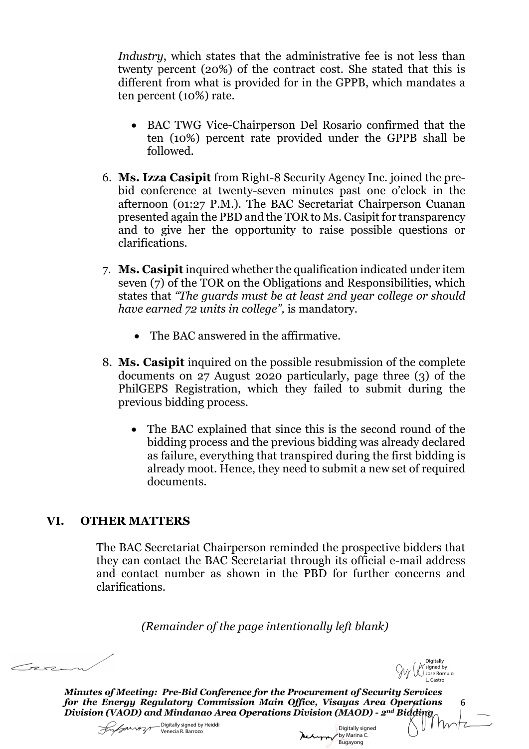*Industry*, which states that the administrative fee is not less than twenty percent (20%) of the contract cost. She stated that this is different from what is provided for in the GPPB, which mandates a ten percent (10%) rate.

- BAC TWG Vice-Chairperson Del Rosario confirmed that the ten (10%) percent rate provided under the GPPB shall be followed.

6. **Ms. Izza Casipit** from Right-8 Security Agency Inc. joined the pre-bid conference at twenty-seven minutes past one o'clock in the afternoon (01:27 P.M.). The BAC Secretariat Chairperson Cuanan presented again the PBD and the TOR to Ms. Casipit for transparency and to give her the opportunity to raise possible questions or clarifications.

7. **Ms. Casipit** inquired whether the qualification indicated under item seven (7) of the TOR on the Obligations and Responsibilities, which states that *"The guards must be at least 2nd year college or should have earned 72 units in college",* is mandatory.

   - The BAC answered in the affirmative.

8. **Ms. Casipit** inquired on the possible resubmission of the complete documents on 27 August 2020 particularly, page three (3) of the PhilGEPS Registration, which they failed to submit during the previous bidding process.

   - The BAC explained that since this is the second round of the bidding process and the previous bidding was already declared as failure, everything that transpired during the first bidding is already moot. Hence, they need to submit a new set of required documents.

## VI. OTHER MATTERS

The BAC Secretariat Chairperson reminded the prospective bidders that they can contact the BAC Secretariat through its official e-mail address and contact number as shown in the PBD for further concerns and clarifications.

*(Remainder of the page intentionally left blank)*

Digitally signed by Jose Romulo L. Castro

Digitally signed by Heiddi Venecia R. Barrozo

Digitally signed by Marina C. Bugayong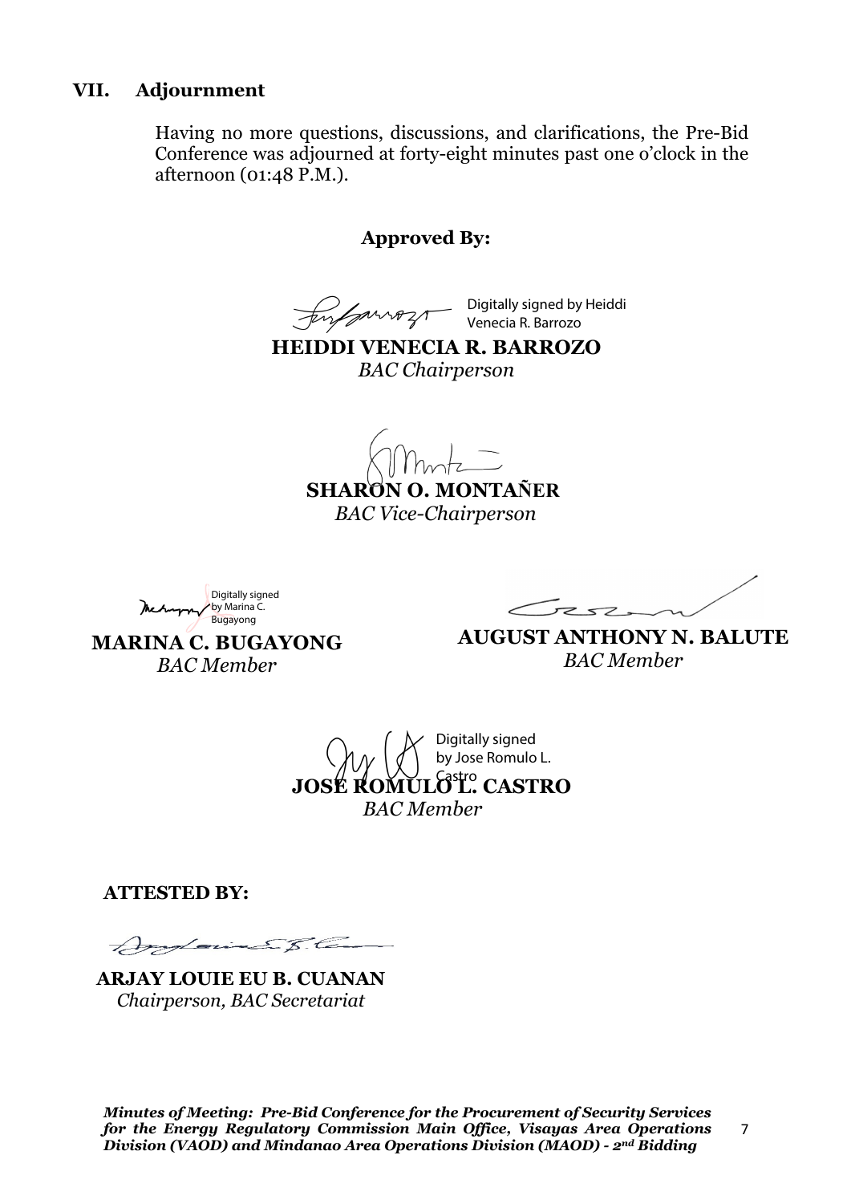## VII. Adjournment

Having no more questions, discussions, and clarifications, the Pre-Bid Conference was adjourned at forty-eight minutes past one o'clock in the afternoon (01:48 P.M.).

**Approved By:**

Digitally signed by Heiddi Venecia R. Barrozo

**HEIDDI VENECIA R. BARROZO**
*BAC Chairperson*

**SHARON O. MONTAÑER**
*BAC Vice-Chairperson*

Digitally signed by Marina C. Bugayong

**MARINA C. BUGAYONG**
*BAC Member*

**AUGUST ANTHONY N. BALUTE**
*BAC Member*

Digitally signed by Jose Romulo L. Castro

**JOSE ROMULO L. CASTRO**
*BAC Member*

**ATTESTED BY:**

**ARJAY LOUIE EU B. CUANAN**
*Chairperson, BAC Secretariat*